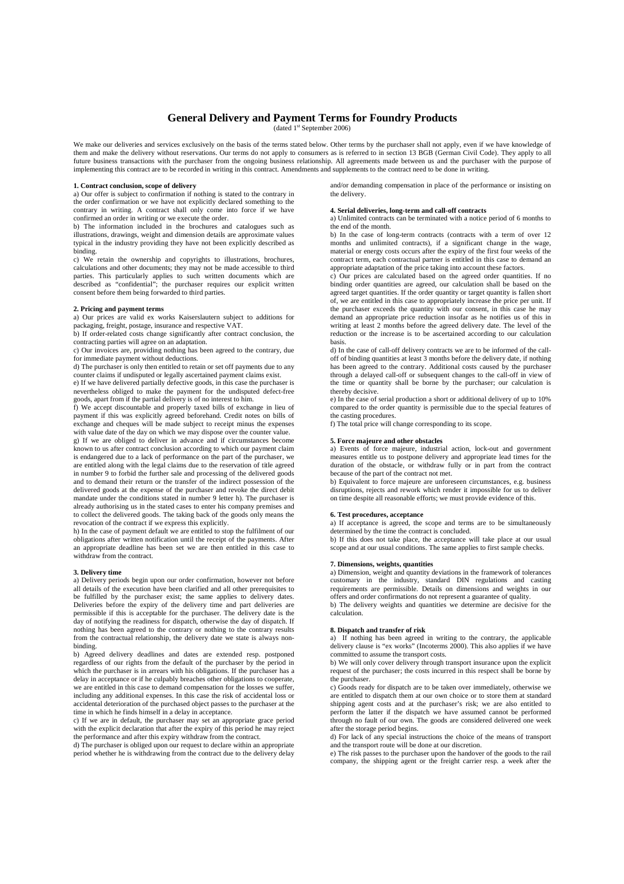# General Delivery and Payment Terms for Foundry Products

(dated 1st September 2006)

We make our deliveries and services exclusively on the basis of the terms stated below. Other terms by the purchaser shall not apply, even if we have knowledge of them and make the delivery without reservations. Our terms do not apply to consumers as is referred to in section 13 BGB (German Civil Code). They apply to all future business transactions with the purchaser from the ongoing business relationship. All agreements made between us and the purchaser with the purpose of implementing this contract are to be recorded in writing in this contract. Amendments and supplements to the contract need to be done in writing.

### 1. Contract conclusion, scope of delivery

a) Our offer is subject to confirmation if nothing is stated to the contrary in the order confirmation or we have not explicitly declared something to the contrary in writing. A contract shall only come into force if we have confirmed an order in writing or we execute the order.

b) The information included in the brochures and catalogues such as illustrations, drawings, weight and dimension details are approximate values typical in the industry providing they have not been explicitly described as binding.

c) We retain the ownership and copyrights to illustrations, brochures, calculations and other documents; they may not be made accessible to third parties. This particularly applies to such written documents which are described as "confidential"; the purchaser requires our explicit written consent before them being forwarded to third parties.

### 2. Pricing and payment terms

a) Our prices are valid ex works Kaiserslautern subject to additions for packaging, freight, postage, insurance and respective VAT.

b) If order-related costs change significantly after contract conclusion, the contracting parties will agree on an adaptation.

c) Our invoices are, providing nothing has been agreed to the contrary, due for immediate payment without deductions.

d) The purchaser is only then entitled to retain or set off payments due to any counter claims if undisputed or legally ascertained payment claims exist.

e) If we have delivered partially defective goods, in this case the purchaser is nevertheless obliged to make the payment for the undisputed defect-free goods, apart from if the partial delivery is of no interest to him.

f) We accept discountable and properly taxed bills of exchange in lieu of payment if this was explicitly agreed beforehand. Credit notes on bills of exchange and cheques will be made subject to receipt minus the expenses with value date of the day on which we may dispose over the counter value.

g) If we are obliged to deliver in advance and if circumstances become known to us after contract conclusion according to which our payment claim is endangered due to a lack of performance on the part of the purchaser, we are entitled along with the legal claims due to the reservation of title agreed in number 9 to forbid the further sale and processing of the delivered goods and to demand their return or the transfer of the indirect possession of the delivered goods at the expense of the purchaser and revoke the direct debit mandate under the conditions stated in number 9 letter h). The purchaser is already authorising us in the stated cases to enter his company premises and to collect the delivered goods. The taking back of the goods only means the revocation of the contract if we express this explicitly.

h) In the case of payment default we are entitled to stop the fulfilment of our obligations after written notification until the receipt of the payments. After an appropriate deadline has been set we are then entitled in this case to withdraw from the contract.

### 3. Delivery time

a) Delivery periods begin upon our order confirmation, however not before all details of the execution have been clarified and all other prerequisites to be fulfilled by the purchaser exist; the same applies to delivery dates. Deliveries before the expiry of the delivery time and part deliveries are permissible if this is acceptable for the purchaser. The delivery date is the day of notifying the readiness for dispatch, otherwise the day of dispatch. If nothing has been agreed to the contrary or nothing to the contrary results from the contractual relationship, the delivery date we state is always non-binding.

b) Agreed delivery deadlines and dates are extended resp. postponed regardless of our rights from the default of the purchaser by the period in which the purchaser is in arrears with his obligations. If the purchaser has a delay in acceptance or if he culpably breaches other obligations to cooperate, we are entitled in this case to demand compensation for the losses we suffer, including any additional expenses. In this case the risk of accidental loss or accidental deterioration of the purchased object passes to the purchaser at the time in which he finds himself in a delay in acceptance.

c) If we are in default, the purchaser may set an appropriate grace period with the explicit declaration that after the expiry of this period he may reject the performance and after this expiry withdraw from the contract.

d) The purchaser is obliged upon our request to declare within an appropriate period whether he is withdrawing from the contract due to the delivery delay and/or demanding compensation in place of the performance or insisting on the delivery.

### 4. Serial deliveries, long-term and call-off contracts

a) Unlimited contracts can be terminated with a notice period of 6 months to the end of the month.

b) In the case of long-term contracts (contracts with a term of over 12 months and unlimited contracts), if a significant change in the wage, material or energy costs occurs after the expiry of the first four weeks of the contract term, each contractual partner is entitled in this case to demand an appropriate adaptation of the price taking into account these factors.

c) Our prices are calculated based on the agreed order quantities. If no binding order quantities are agreed, our calculation shall be based on the agreed target quantities. If the order quantity or target quantity is fallen short of, we are entitled in this case to appropriately increase the price per unit. If the purchaser exceeds the quantity with our consent, in this case he may demand an appropriate price reduction insofar as he notifies us of this in writing at least 2 months before the agreed delivery date. The level of the reduction or the increase is to be ascertained according to our calculation basis.

d) In the case of call-off delivery contracts we are to be informed of the call-off of binding quantities at least 3 months before the delivery date, if nothing has been agreed to the contrary. Additional costs caused by the purchaser through a delayed call-off or subsequent changes to the call-off in view of the time or quantity shall be borne by the purchaser; our calculation is thereby decisive.

e) In the case of serial production a short or additional delivery of up to 10% compared to the order quantity is permissible due to the special features of the casting procedures.

f) The total price will change corresponding to its scope.

### 5. Force majeure and other obstacles

a) Events of force majeure, industrial action, lock-out and government measures entitle us to postpone delivery and appropriate lead times for the duration of the obstacle, or withdraw fully or in part from the contract because of the part of the contract not met.

b) Equivalent to force majeure are unforeseen circumstances, e.g. business disruptions, rejects and rework which render it impossible for us to deliver on time despite all reasonable efforts; we must provide evidence of this.

### 6. Test procedures, acceptance

a) If acceptance is agreed, the scope and terms are to be simultaneously determined by the time the contract is concluded.

b) If this does not take place, the acceptance will take place at our usual scope and at our usual conditions. The same applies to first sample checks.

### 7. Dimensions, weights, quantities

a) Dimension, weight and quantity deviations in the framework of tolerances customary in the industry, standard DIN regulations and casting requirements are permissible. Details on dimensions and weights in our offers and order confirmations do not represent a guarantee of quality.

b) The delivery weights and quantities we determine are decisive for the calculation.

### 8. Dispatch and transfer of risk

a) If nothing has been agreed in writing to the contrary, the applicable delivery clause is "ex works" (Incoterms 2000). This also applies if we have committed to assume the transport costs.

b) We will only cover delivery through transport insurance upon the explicit request of the purchaser; the costs incurred in this respect shall be borne by the purchaser.

c) Goods ready for dispatch are to be taken over immediately, otherwise we are entitled to dispatch them at our own choice or to store them at standard shipping agent costs and at the purchaser's risk; we are also entitled to perform the latter if the dispatch we have assumed cannot be performed through no fault of our own. The goods are considered delivered one week after the storage period begins.

d) For lack of any special instructions the choice of the means of transport and the transport route will be done at our discretion.

e) The risk passes to the purchaser upon the handover of the goods to the rail company, the shipping agent or the freight carrier resp. a week after the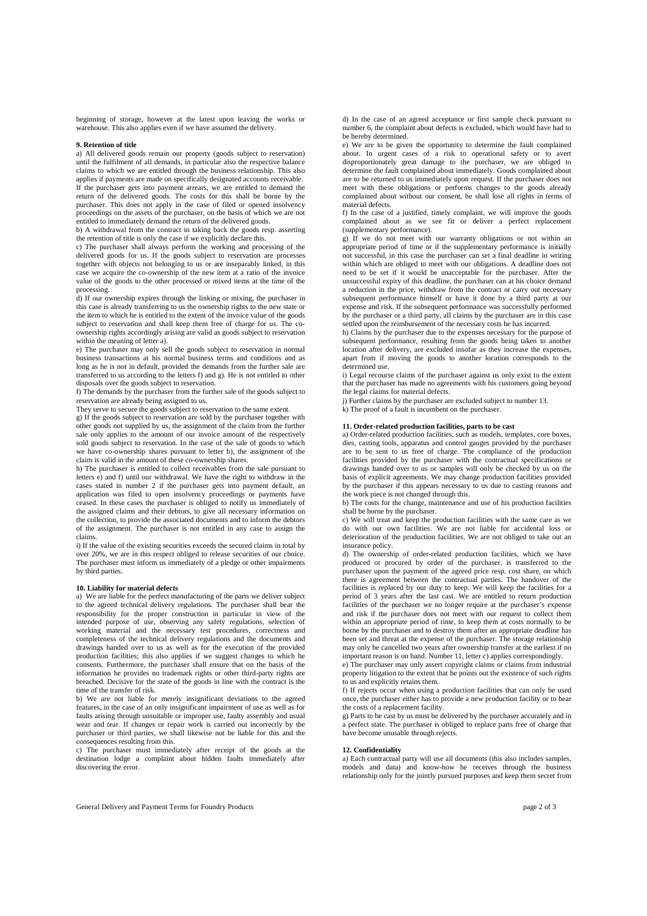beginning of storage, however at the latest upon leaving the works or warehouse. This also applies even if we have assumed the delivery.

**9. Retention of title**

a) All delivered goods remain our property (goods subject to reservation) until the fulfilment of all demands, in particular also the respective balance claims to which we are entitled through the business relationship. This also applies if payments are made on specifically designated accounts receivable. If the purchaser gets into payment arrears, we are entitled to demand the return of the delivered goods. The costs for this shall be borne by the purchaser. This does not apply in the case of filed or opened insolvency proceedings on the assets of the purchaser, on the basis of which we are not entitled to immediately demand the return of the delivered goods.

b) A withdrawal from the contract in taking back the goods resp. asserting the retention of title is only the case if we explicitly declare this.

c) The purchaser shall always perform the working and processing of the delivered goods for us. If the goods subject to reservation are processes together with objects not belonging to us or are inseparably linked, in this case we acquire the co-ownership of the new item at a ratio of the invoice value of the goods to the other processed or mixed items at the time of the processing.

d) If our ownership expires through the linking or mixing, the purchaser in this case is already transferring to us the ownership rights to the new state or the item to which he is entitled to the extent of the invoice value of the goods subject to reservation and shall keep them free of charge for us. The co-ownership rights accordingly arising are valid as goods subject to reservation within the meaning of letter a).

e) The purchaser may only sell the goods subject to reservation in normal business transactions at his normal business terms and conditions and as long as he is not in default, provided the demands from the further sale are transferred to us according to the letters f) and g). He is not entitled to other disposals over the goods subject to reservation.

f) The demands by the purchaser from the further sale of the goods subject to reservation are already being assigned to us.
They serve to secure the goods subject to reservation to the same extent.

g) If the goods subject to reservation are sold by the purchaser together with other goods not supplied by us, the assignment of the claim from the further sale only applies to the amount of our invoice amount of the respectively sold goods subject to reservation. In the case of the sale of goods to which we have co-ownership shares pursuant to letter b), the assignment of the claim is valid in the amount of these co-ownership shares.

h) The purchaser is entitled to collect receivables from the sale pursuant to letters e) and f) until our withdrawal. We have the right to withdraw in the cases stated in number 2 if the purchaser gets into payment default, an application was filed to open insolvency proceedings or payments have ceased. In these cases the purchaser is obliged to notify us immediately of the assigned claims and their debtors, to give all necessary information on the collection, to provide the associated documents and to inform the debtors of the assignment. The purchaser is not entitled in any case to assign the claims.

i) If the value of the existing securities exceeds the secured claims in total by over 20%, we are in this respect obliged to release securities of our choice. The purchaser must inform us immediately of a pledge or other impairments by third parties.

**10. Liability for material defects**

a) We are liable for the perfect manufacturing of the parts we deliver subject to the agreed technical delivery regulations. The purchaser shall bear the responsibility for the proper construction in particular in view of the intended purpose of use, observing any safety regulations, selection of working material and the necessary test procedures, correctness and completeness of the technical delivery regulations and the documents and drawings handed over to us as well as for the execution of the provided production facilities; this also applies if we suggest changes to which he consents. Furthermore, the purchaser shall ensure that on the basis of the information he provides no trademark rights or other third-party rights are breached. Decisive for the state of the goods in line with the contract is the time of the transfer of risk.

b) We are not liable for merely insignificant deviations to the agreed features, in the case of an only insignificant impairment of use as well as for faults arising through unsuitable or improper use, faulty assembly and usual wear and tear. If changes or repair work is carried out incorrectly by the purchaser or third parties, we shall likewise not be liable for this and the consequences resulting from this.

c) The purchaser must immediately after receipt of the goods at the destination lodge a complaint about hidden faults immediately after discovering the error.

d) In the case of an agreed acceptance or first sample check pursuant to number 6, the complaint about defects is excluded, which would have had to be hereby determined.

e) We are to be given the opportunity to determine the fault complained about. In urgent cases of a risk to operational safety or to avert disproportionately great damage to the purchaser, we are obliged to determine the fault complained about immediately. Goods complained about are to be returned to us immediately upon request. If the purchaser does not meet with these obligations or performs changes to the goods already complained about without our consent, he shall lose all rights in terms of material defects.

f) In the case of a justified, timely complaint, we will improve the goods complained about as we see fit or deliver a perfect replacement (supplementary performance).

g) If we do not meet with our warranty obligations or not within an appropriate period of time or if the supplementary performance is initially not successful, in this case the purchaser can set a final deadline in writing within which are obliged to meet with our obligations. A deadline does not need to be set if it would be unacceptable for the purchaser. After the unsuccessful expiry of this deadline, the purchaser can at his choice demand a reduction in the price, withdraw from the contract or carry out necessary subsequent performance himself or have it done by a third party at our expense and risk. If the subsequent performance was successfully performed by the purchaser or a third party, all claims by the purchaser are in this case settled upon the reimbursement of the necessary costs he has incurred.

h) Claims by the purchaser due to the expenses necessary for the purpose of subsequent performance, resulting from the goods being taken to another location after delivery, are excluded insofar as they increase the expenses, apart from if moving the goods to another location corresponds to the determined use.

i) Legal recourse claims of the purchaser against us only exist to the extent that the purchaser has made no agreements with his customers going beyond the legal claims for material defects.

j) Further claims by the purchaser are excluded subject to number 13.

k) The proof of a fault is incumbent on the purchaser.

**11. Order-related production facilities, parts to be cast**

a) Order-related production facilities, such as models, templates, core boxes, dies, casting tools, apparatus and control gauges provided by the purchaser are to be sent to us free of charge. The compliance of the production facilities provided by the purchaser with the contractual specifications or drawings handed over to us or samples will only be checked by us on the basis of explicit agreements. We may change production facilities provided by the purchaser if this appears necessary to us due to casting reasons and the work piece is not changed through this.

b) The costs for the change, maintenance and use of his production facilities shall be borne by the purchaser.

c) We will treat and keep the production facilities with the same care as we do with our own facilities. We are not liable for accidental loss or deterioration of the production facilities. We are not obliged to take out an insurance policy.

d) The ownership of order-related production facilities, which we have produced or procured by order of the purchaser, is transferred to the purchaser upon the payment of the agreed price resp. cost share, on which there is agreement between the contractual parties. The handover of the facilities is replaced by our duty to keep. We will keep the facilities for a period of 3 years after the last cast. We are entitled to return production facilities of the purchaser we no longer require at the purchaser's expense and risk if the purchaser does not meet with our request to collect them within an appropriate period of time, to keep them at costs normally to be borne by the purchaser and to destroy them after an appropriate deadline has been set and threat at the expense of the purchaser. The storage relationship may only be cancelled two years after ownership transfer at the earliest if no important reason is on hand. Number 11, letter c) applies correspondingly.

e) The purchaser may only assert copyright claims or claims from industrial property litigation to the extent that he points out the existence of such rights to us and explicitly retains them.

f) If rejects occur when using a production facilities that can only be used once, the purchaser either has to provide a new production facility or to bear the costs of a replacement facility.

g) Parts to be cast by us must be delivered by the purchaser accurately and in a perfect state. The purchaser is obliged to replace parts free of charge that have become unusable through rejects.

**12. Confidentiality**

a) Each contractual party will use all documents (this also includes samples, models and data) and know-how he receives through the business relationship only for the jointly pursued purposes and keep them secret from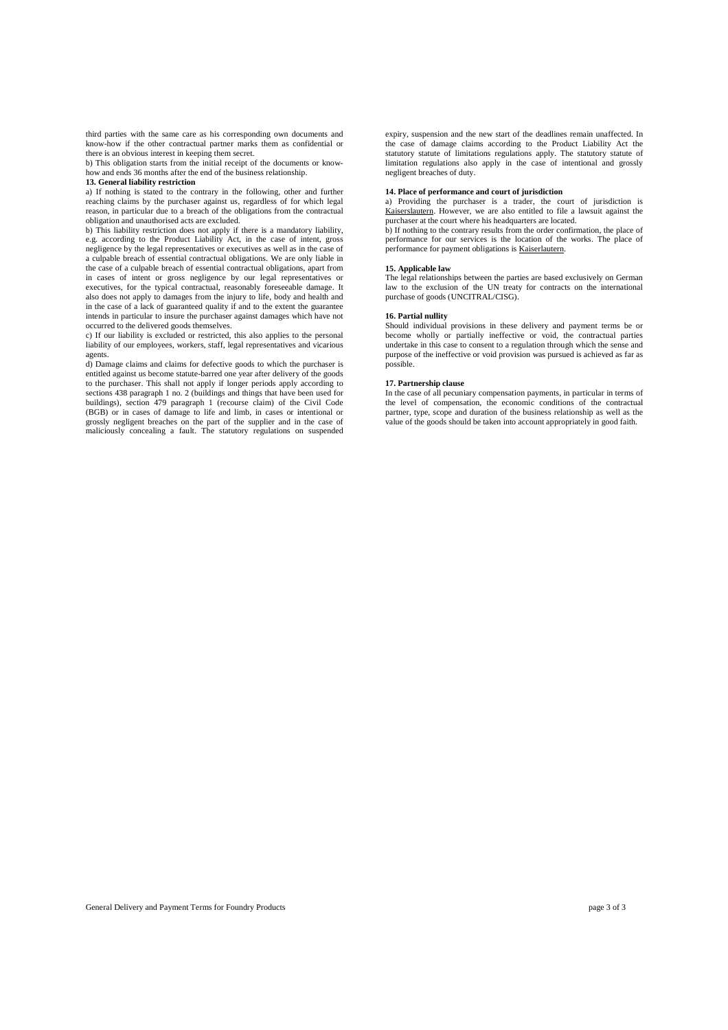third parties with the same care as his corresponding own documents and know-how if the other contractual partner marks them as confidential or there is an obvious interest in keeping them secret.

b) This obligation starts from the initial receipt of the documents or know-how and ends 36 months after the end of the business relationship.

**13. General liability restriction**

a) If nothing is stated to the contrary in the following, other and further reaching claims by the purchaser against us, regardless of for which legal reason, in particular due to a breach of the obligations from the contractual obligation and unauthorised acts are excluded.

b) This liability restriction does not apply if there is a mandatory liability, e.g. according to the Product Liability Act, in the case of intent, gross negligence by the legal representatives or executives as well as in the case of a culpable breach of essential contractual obligations. We are only liable in the case of a culpable breach of essential contractual obligations, apart from in cases of intent or gross negligence by our legal representatives or executives, for the typical contractual, reasonably foreseeable damage. It also does not apply to damages from the injury to life, body and health and in the case of a lack of guaranteed quality if and to the extent the guarantee intends in particular to insure the purchaser against damages which have not occurred to the delivered goods themselves.

c) If our liability is excluded or restricted, this also applies to the personal liability of our employees, workers, staff, legal representatives and vicarious agents.

d) Damage claims and claims for defective goods to which the purchaser is entitled against us become statute-barred one year after delivery of the goods to the purchaser. This shall not apply if longer periods apply according to sections 438 paragraph 1 no. 2 (buildings and things that have been used for buildings), section 479 paragraph 1 (recourse claim) of the Civil Code (BGB) or in cases of damage to life and limb, in cases or intentional or grossly negligent breaches on the part of the supplier and in the case of maliciously concealing a fault. The statutory regulations on suspended expiry, suspension and the new start of the deadlines remain unaffected. In the case of damage claims according to the Product Liability Act the statutory statute of limitations regulations apply. The statutory statute of limitation regulations also apply in the case of intentional and grossly negligent breaches of duty.

**14. Place of performance and court of jurisdiction**

a) Providing the purchaser is a trader, the court of jurisdiction is Kaiserslautern. However, we are also entitled to file a lawsuit against the purchaser at the court where his headquarters are located.

b) If nothing to the contrary results from the order confirmation, the place of performance for our services is the location of the works. The place of performance for payment obligations is Kaiserslautern.

**15. Applicable law**

The legal relationships between the parties are based exclusively on German law to the exclusion of the UN treaty for contracts on the international purchase of goods (UNCITRAL/CISG).

**16. Partial nullity**

Should individual provisions in these delivery and payment terms be or become wholly or partially ineffective or void, the contractual parties undertake in this case to consent to a regulation through which the sense and purpose of the ineffective or void provision was pursued is achieved as far as possible.

**17. Partnership clause**

In the case of all pecuniary compensation payments, in particular in terms of the level of compensation, the economic conditions of the contractual partner, type, scope and duration of the business relationship as well as the value of the goods should be taken into account appropriately in good faith.